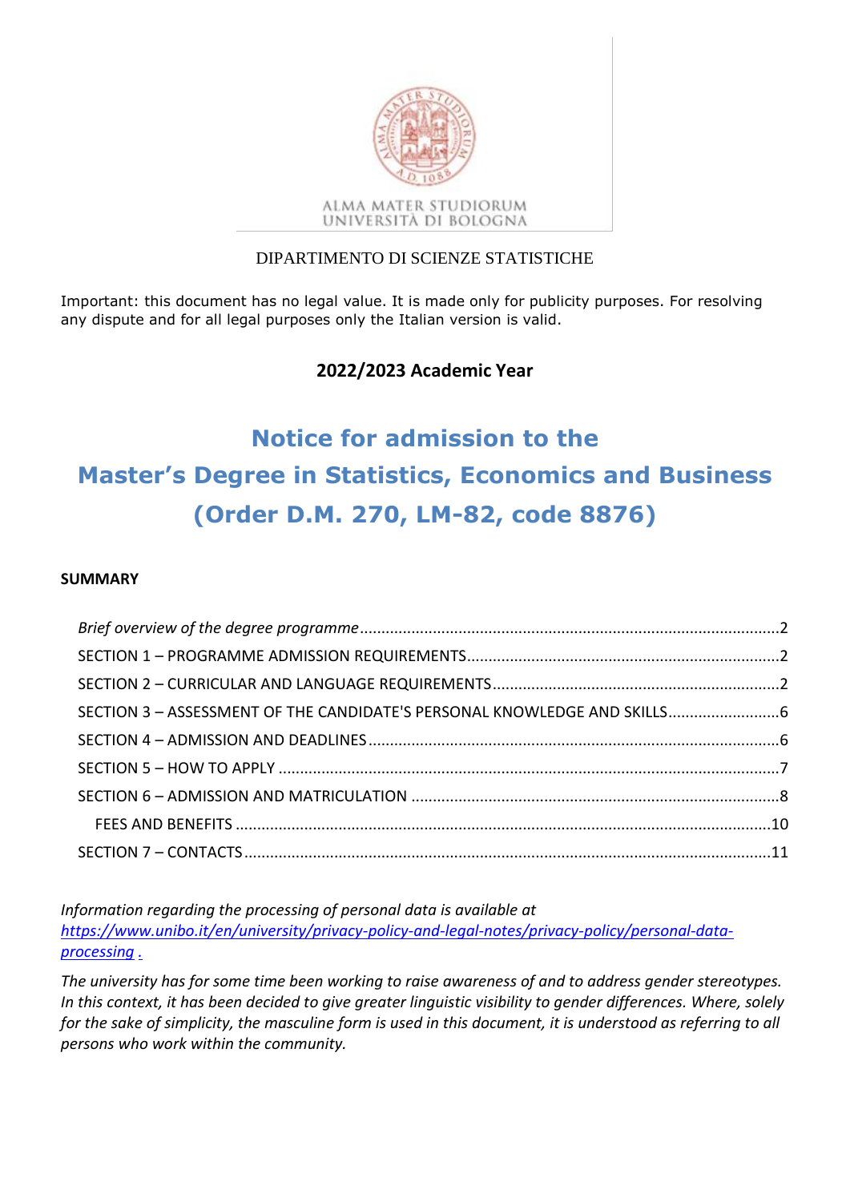ALMA MATER STUDIORUM
UNIVERSITÀ DI BOLOGNA

DIPARTIMENTO DI SCIENZE STATISTICHE

Important: this document has no legal value. It is made only for publicity purposes. For resolving any dispute and for all legal purposes only the Italian version is valid.

**2022/2023 Academic Year**

# Notice for admission to the Master's Degree in Statistics, Economics and Business (Order D.M. 270, LM-82, code 8876)

**SUMMARY**

*Brief overview of the degree programme* ........ 2
SECTION 1 – PROGRAMME ADMISSION REQUIREMENTS ........ 2
SECTION 2 – CURRICULAR AND LANGUAGE REQUIREMENTS ........ 2
SECTION 3 – ASSESSMENT OF THE CANDIDATE'S PERSONAL KNOWLEDGE AND SKILLS ........ 6
SECTION 4 – ADMISSION AND DEADLINES ........ 6
SECTION 5 – HOW TO APPLY ........ 7
SECTION 6 – ADMISSION AND MATRICULATION ........ 8
FEES AND BENEFITS ........ 10
SECTION 7 – CONTACTS ........ 11

*Information regarding the processing of personal data is available at [https://www.unibo.it/en/university/privacy-policy-and-legal-notes/privacy-policy/personal-data-processing](https://www.unibo.it/en/university/privacy-policy-and-legal-notes/privacy-policy/personal-data-processing) .*

*The university has for some time been working to raise awareness of and to address gender stereotypes. In this context, it has been decided to give greater linguistic visibility to gender differences. Where, solely for the sake of simplicity, the masculine form is used in this document, it is understood as referring to all persons who work within the community.*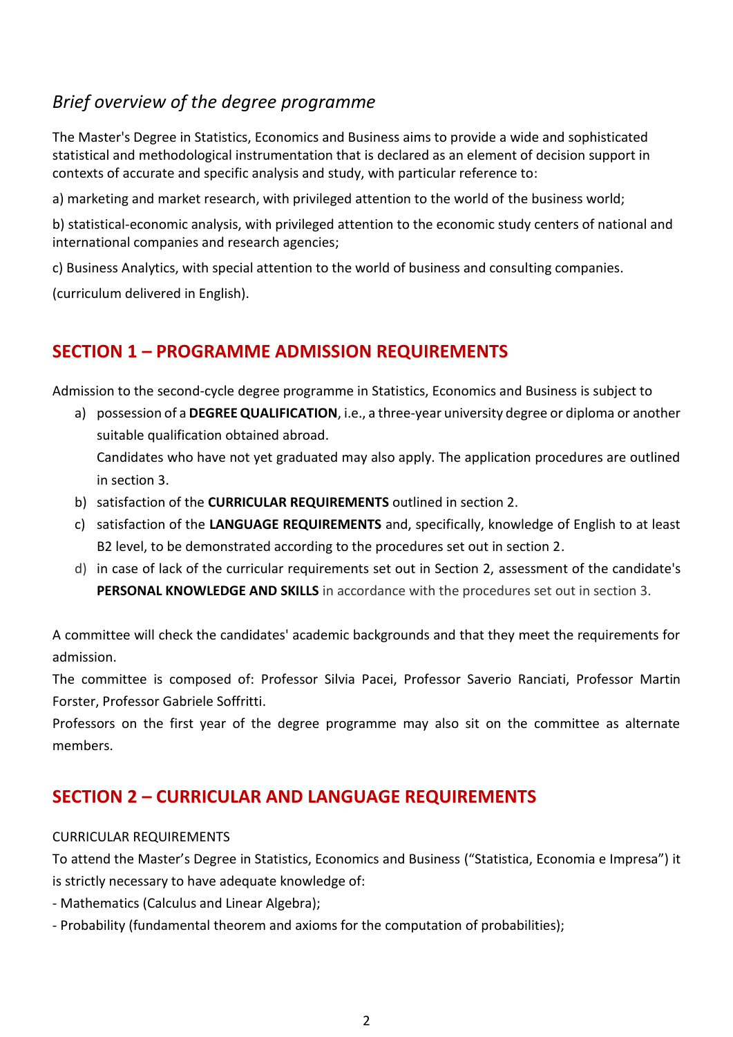## *Brief overview of the degree programme*

The Master's Degree in Statistics, Economics and Business aims to provide a wide and sophisticated statistical and methodological instrumentation that is declared as an element of decision support in contexts of accurate and specific analysis and study, with particular reference to:

a) marketing and market research, with privileged attention to the world of the business world;

b) statistical-economic analysis, with privileged attention to the economic study centers of national and international companies and research agencies;

c) Business Analytics, with special attention to the world of business and consulting companies.

(curriculum delivered in English).

## SECTION 1 – PROGRAMME ADMISSION REQUIREMENTS

Admission to the second-cycle degree programme in Statistics, Economics and Business is subject to

a) possession of a **DEGREE QUALIFICATION**, i.e., a three-year university degree or diploma or another suitable qualification obtained abroad.
   Candidates who have not yet graduated may also apply. The application procedures are outlined in section 3.
b) satisfaction of the **CURRICULAR REQUIREMENTS** outlined in section 2.
c) satisfaction of the **LANGUAGE REQUIREMENTS** and, specifically, knowledge of English to at least B2 level, to be demonstrated according to the procedures set out in section 2.
d) in case of lack of the curricular requirements set out in Section 2, assessment of the candidate's **PERSONAL KNOWLEDGE AND SKILLS** in accordance with the procedures set out in section 3.

A committee will check the candidates' academic backgrounds and that they meet the requirements for admission.
The committee is composed of: Professor Silvia Pacei, Professor Saverio Ranciati, Professor Martin Forster, Professor Gabriele Soffritti.
Professors on the first year of the degree programme may also sit on the committee as alternate members.

## SECTION 2 – CURRICULAR AND LANGUAGE REQUIREMENTS

CURRICULAR REQUIREMENTS

To attend the Master's Degree in Statistics, Economics and Business ("Statistica, Economia e Impresa") it is strictly necessary to have adequate knowledge of:

- Mathematics (Calculus and Linear Algebra);
- Probability (fundamental theorem and axioms for the computation of probabilities);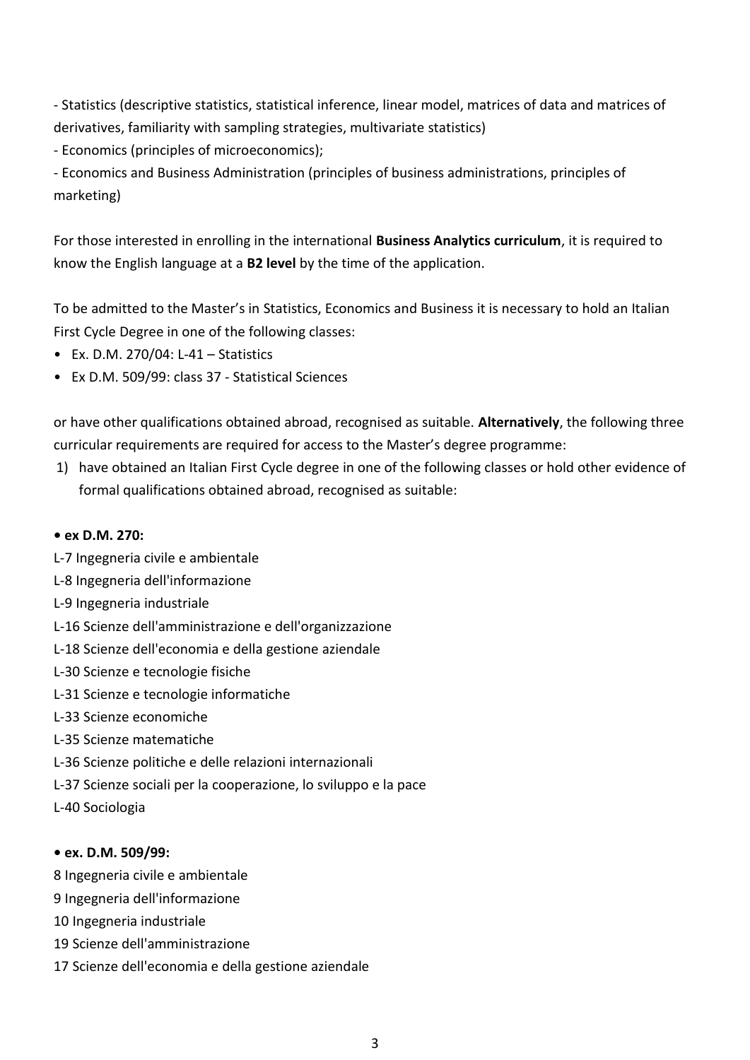- Statistics (descriptive statistics, statistical inference, linear model, matrices of data and matrices of derivatives, familiarity with sampling strategies, multivariate statistics)
- Economics (principles of microeconomics);
- Economics and Business Administration (principles of business administrations, principles of marketing)

For those interested in enrolling in the international **Business Analytics curriculum**, it is required to know the English language at a **B2 level** by the time of the application.

To be admitted to the Master's in Statistics, Economics and Business it is necessary to hold an Italian First Cycle Degree in one of the following classes:

- Ex. D.M. 270/04: L-41 – Statistics
- Ex D.M. 509/99: class 37 - Statistical Sciences

or have other qualifications obtained abroad, recognised as suitable. **Alternatively**, the following three curricular requirements are required for access to the Master's degree programme:

1) have obtained an Italian First Cycle degree in one of the following classes or hold other evidence of formal qualifications obtained abroad, recognised as suitable:

**• ex D.M. 270:**

L-7 Ingegneria civile e ambientale
L-8 Ingegneria dell'informazione
L-9 Ingegneria industriale
L-16 Scienze dell'amministrazione e dell'organizzazione
L-18 Scienze dell'economia e della gestione aziendale
L-30 Scienze e tecnologie fisiche
L-31 Scienze e tecnologie informatiche
L-33 Scienze economiche
L-35 Scienze matematiche
L-36 Scienze politiche e delle relazioni internazionali
L-37 Scienze sociali per la cooperazione, lo sviluppo e la pace
L-40 Sociologia

**• ex. D.M. 509/99:**

8 Ingegneria civile e ambientale
9 Ingegneria dell'informazione
10 Ingegneria industriale
19 Scienze dell'amministrazione
17 Scienze dell'economia e della gestione aziendale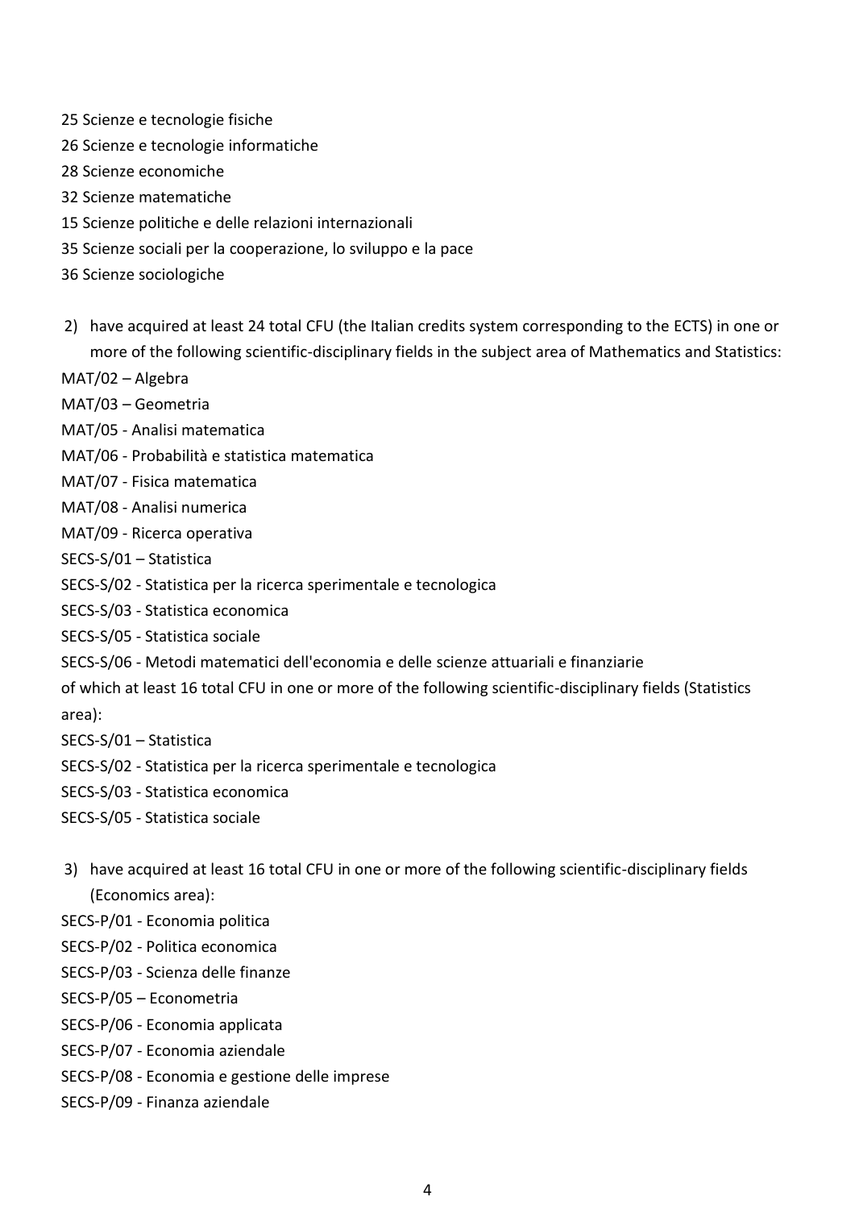25 Scienze e tecnologie fisiche

26 Scienze e tecnologie informatiche

28 Scienze economiche

32 Scienze matematiche

15 Scienze politiche e delle relazioni internazionali

35 Scienze sociali per la cooperazione, lo sviluppo e la pace

36 Scienze sociologiche

2) have acquired at least 24 total CFU (the Italian credits system corresponding to the ECTS) in one or more of the following scientific-disciplinary fields in the subject area of Mathematics and Statistics:

MAT/02 – Algebra

MAT/03 – Geometria

MAT/05 - Analisi matematica

MAT/06 - Probabilità e statistica matematica

MAT/07 - Fisica matematica

MAT/08 - Analisi numerica

MAT/09 - Ricerca operativa

SECS-S/01 – Statistica

SECS-S/02 - Statistica per la ricerca sperimentale e tecnologica

SECS-S/03 - Statistica economica

SECS-S/05 - Statistica sociale

SECS-S/06 - Metodi matematici dell'economia e delle scienze attuariali e finanziarie

of which at least 16 total CFU in one or more of the following scientific-disciplinary fields (Statistics area):

SECS-S/01 – Statistica

SECS-S/02 - Statistica per la ricerca sperimentale e tecnologica

SECS-S/03 - Statistica economica

SECS-S/05 - Statistica sociale

3) have acquired at least 16 total CFU in one or more of the following scientific-disciplinary fields (Economics area):

SECS-P/01 - Economia politica

SECS-P/02 - Politica economica

SECS-P/03 - Scienza delle finanze

SECS-P/05 – Econometria

SECS-P/06 - Economia applicata

SECS-P/07 - Economia aziendale

SECS-P/08 - Economia e gestione delle imprese

SECS-P/09 - Finanza aziendale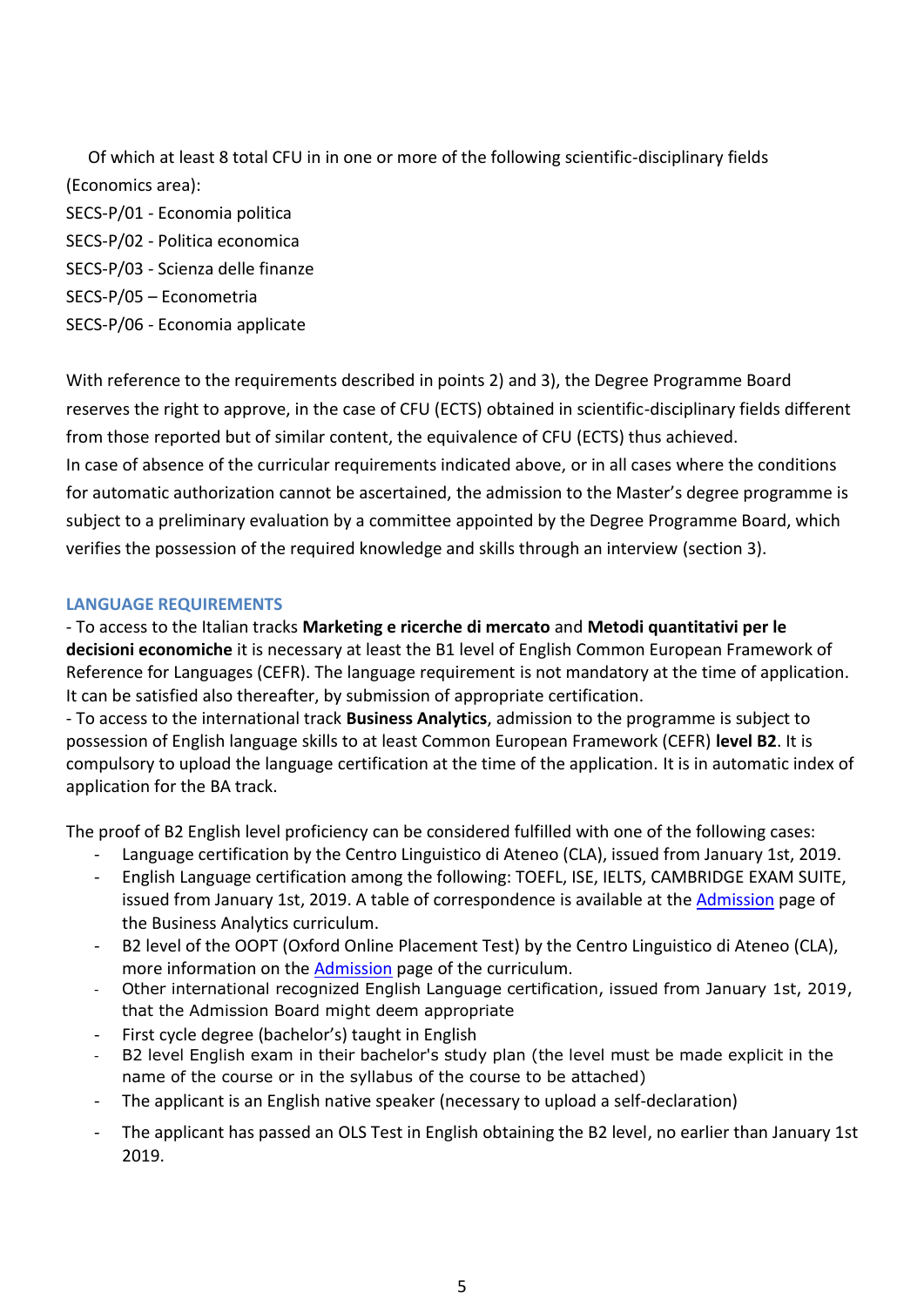Of which at least 8 total CFU in in one or more of the following scientific-disciplinary fields (Economics area):

SECS-P/01 - Economia politica
SECS-P/02 - Politica economica
SECS-P/03 - Scienza delle finanze
SECS-P/05 – Econometria
SECS-P/06 - Economia applicate

With reference to the requirements described in points 2) and 3), the Degree Programme Board reserves the right to approve, in the case of CFU (ECTS) obtained in scientific-disciplinary fields different from those reported but of similar content, the equivalence of CFU (ECTS) thus achieved.
In case of absence of the curricular requirements indicated above, or in all cases where the conditions for automatic authorization cannot be ascertained, the admission to the Master's degree programme is subject to a preliminary evaluation by a committee appointed by the Degree Programme Board, which verifies the possession of the required knowledge and skills through an interview (section 3).

### LANGUAGE REQUIREMENTS

- To access to the Italian tracks **Marketing e ricerche di mercato** and **Metodi quantitativi per le decisioni economiche** it is necessary at least the B1 level of English Common European Framework of Reference for Languages (CEFR). The language requirement is not mandatory at the time of application. It can be satisfied also thereafter, by submission of appropriate certification.
- To access to the international track **Business Analytics**, admission to the programme is subject to possession of English language skills to at least Common European Framework (CEFR) **level B2**. It is compulsory to upload the language certification at the time of the application. It is in automatic index of application for the BA track.

The proof of B2 English level proficiency can be considered fulfilled with one of the following cases:

- Language certification by the Centro Linguistico di Ateneo (CLA), issued from January 1st, 2019.
- English Language certification among the following: TOEFL, ISE, IELTS, CAMBRIDGE EXAM SUITE, issued from January 1st, 2019. A table of correspondence is available at the Admission page of the Business Analytics curriculum.
- B2 level of the OOPT (Oxford Online Placement Test) by the Centro Linguistico di Ateneo (CLA), more information on the Admission page of the curriculum.
- Other international recognized English Language certification, issued from January 1st, 2019, that the Admission Board might deem appropriate
- First cycle degree (bachelor's) taught in English
- B2 level English exam in their bachelor's study plan (the level must be made explicit in the name of the course or in the syllabus of the course to be attached)
- The applicant is an English native speaker (necessary to upload a self-declaration)
- The applicant has passed an OLS Test in English obtaining the B2 level, no earlier than January 1st 2019.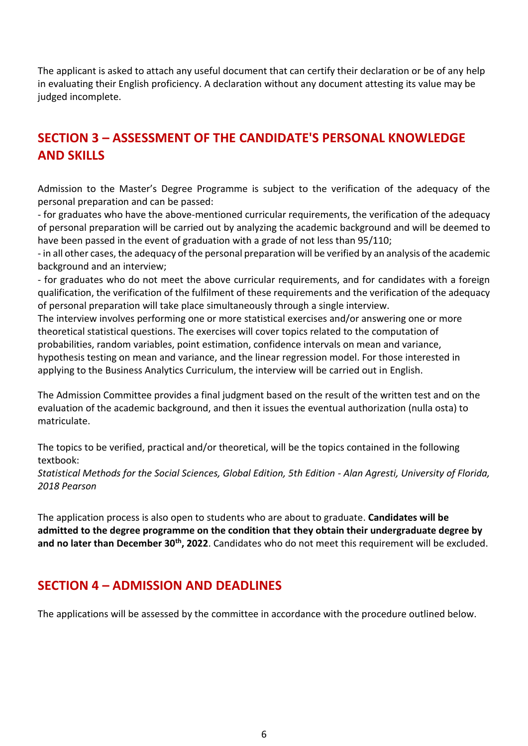The applicant is asked to attach any useful document that can certify their declaration or be of any help in evaluating their English proficiency. A declaration without any document attesting its value may be judged incomplete.

## SECTION 3 – ASSESSMENT OF THE CANDIDATE'S PERSONAL KNOWLEDGE AND SKILLS

Admission to the Master's Degree Programme is subject to the verification of the adequacy of the personal preparation and can be passed:

- for graduates who have the above-mentioned curricular requirements, the verification of the adequacy of personal preparation will be carried out by analyzing the academic background and will be deemed to have been passed in the event of graduation with a grade of not less than 95/110;
- in all other cases, the adequacy of the personal preparation will be verified by an analysis of the academic background and an interview;
- for graduates who do not meet the above curricular requirements, and for candidates with a foreign qualification, the verification of the fulfilment of these requirements and the verification of the adequacy of personal preparation will take place simultaneously through a single interview.

The interview involves performing one or more statistical exercises and/or answering one or more theoretical statistical questions. The exercises will cover topics related to the computation of probabilities, random variables, point estimation, confidence intervals on mean and variance, hypothesis testing on mean and variance, and the linear regression model. For those interested in applying to the Business Analytics Curriculum, the interview will be carried out in English.

The Admission Committee provides a final judgment based on the result of the written test and on the evaluation of the academic background, and then it issues the eventual authorization (nulla osta) to matriculate.

The topics to be verified, practical and/or theoretical, will be the topics contained in the following textbook:
*Statistical Methods for the Social Sciences, Global Edition, 5th Edition - Alan Agresti, University of Florida, 2018 Pearson*

The application process is also open to students who are about to graduate. **Candidates will be admitted to the degree programme on the condition that they obtain their undergraduate degree by and no later than December 30th, 2022**. Candidates who do not meet this requirement will be excluded.

## SECTION 4 – ADMISSION AND DEADLINES

The applications will be assessed by the committee in accordance with the procedure outlined below.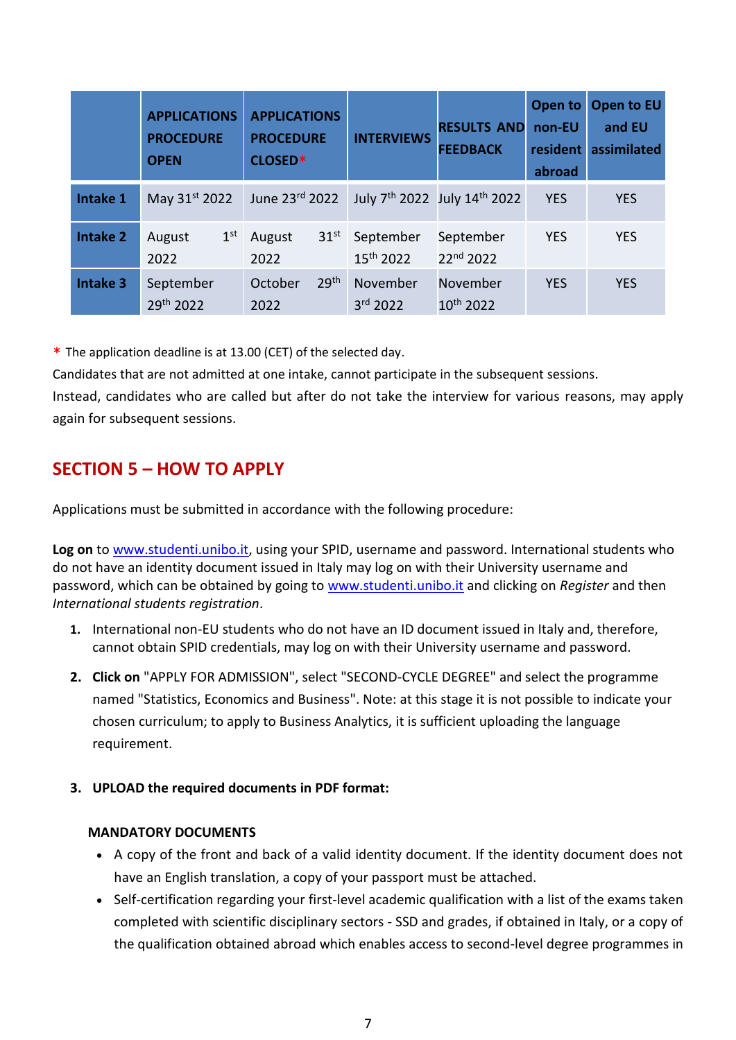| | APPLICATIONS PROCEDURE OPEN | APPLICATIONS PROCEDURE CLOSED* | INTERVIEWS | RESULTS AND FEEDBACK | Open to non-EU resident abroad | Open to EU and EU assimilated |
|---|---|---|---|---|---|---|
| **Intake 1** | May 31st 2022 | June 23rd 2022 | July 7th 2022 | July 14th 2022 | YES | YES |
| **Intake 2** | August 1st 2022 | August 31st 2022 | September 15th 2022 | September 22nd 2022 | YES | YES |
| **Intake 3** | September 29th 2022 | October 29th 2022 | November 3rd 2022 | November 10th 2022 | YES | YES |

\* The application deadline is at 13.00 (CET) of the selected day.

Candidates that are not admitted at one intake, cannot participate in the subsequent sessions.

Instead, candidates who are called but after do not take the interview for various reasons, may apply again for subsequent sessions.

## SECTION 5 – HOW TO APPLY

Applications must be submitted in accordance with the following procedure:

**Log on** to www.studenti.unibo.it, using your SPID, username and password. International students who do not have an identity document issued in Italy may log on with their University username and password, which can be obtained by going to www.studenti.unibo.it and clicking on *Register* and then *International students registration*.

1. International non-EU students who do not have an ID document issued in Italy and, therefore, cannot obtain SPID credentials, may log on with their University username and password.
2. **Click on** "APPLY FOR ADMISSION", select "SECOND-CYCLE DEGREE" and select the programme named "Statistics, Economics and Business". Note: at this stage it is not possible to indicate your chosen curriculum; to apply to Business Analytics, it is sufficient uploading the language requirement.
3. **UPLOAD the required documents in PDF format:**

**MANDATORY DOCUMENTS**

- A copy of the front and back of a valid identity document. If the identity document does not have an English translation, a copy of your passport must be attached.
- Self-certification regarding your first-level academic qualification with a list of the exams taken completed with scientific disciplinary sectors - SSD and grades, if obtained in Italy, or a copy of the qualification obtained abroad which enables access to second-level degree programmes in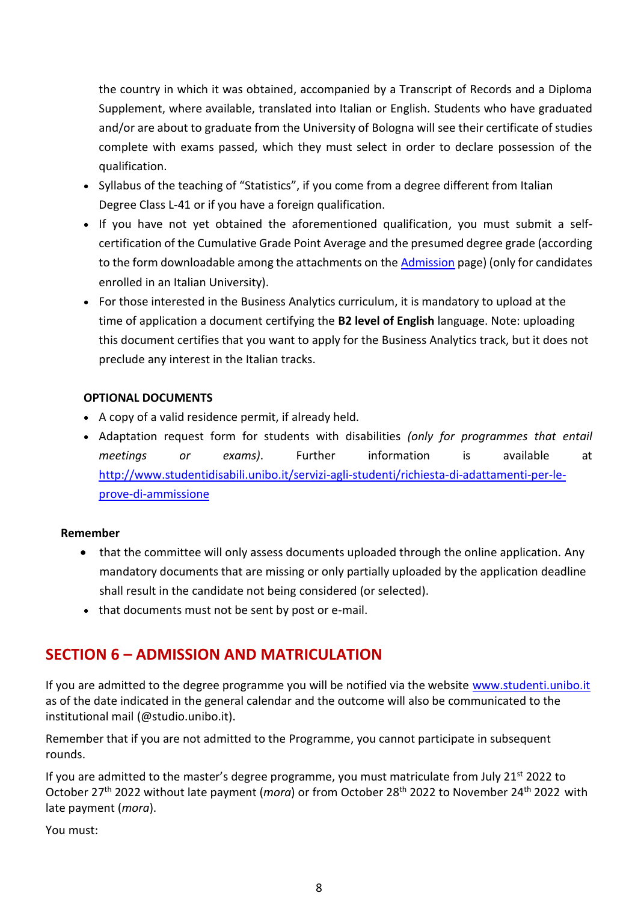the country in which it was obtained, accompanied by a Transcript of Records and a Diploma Supplement, where available, translated into Italian or English. Students who have graduated and/or are about to graduate from the University of Bologna will see their certificate of studies complete with exams passed, which they must select in order to declare possession of the qualification.

- Syllabus of the teaching of "Statistics", if you come from a degree different from Italian Degree Class L-41 or if you have a foreign qualification.
- If you have not yet obtained the aforementioned qualification, you must submit a self-certification of the Cumulative Grade Point Average and the presumed degree grade (according to the form downloadable among the attachments on the Admission page) (only for candidates enrolled in an Italian University).
- For those interested in the Business Analytics curriculum, it is mandatory to upload at the time of application a document certifying the **B2 level of English** language. Note: uploading this document certifies that you want to apply for the Business Analytics track, but it does not preclude any interest in the Italian tracks.

**OPTIONAL DOCUMENTS**

- A copy of a valid residence permit, if already held.
- Adaptation request form for students with disabilities *(only for programmes that entail meetings or exams).* Further information is available at http://www.studentidisabili.unibo.it/servizi-agli-studenti/richiesta-di-adattamenti-per-le-prove-di-ammissione

**Remember**

- that the committee will only assess documents uploaded through the online application. Any mandatory documents that are missing or only partially uploaded by the application deadline shall result in the candidate not being considered (or selected).
- that documents must not be sent by post or e-mail.

## SECTION 6 – ADMISSION AND MATRICULATION

If you are admitted to the degree programme you will be notified via the website www.studenti.unibo.it as of the date indicated in the general calendar and the outcome will also be communicated to the institutional mail (@studio.unibo.it).

Remember that if you are not admitted to the Programme, you cannot participate in subsequent rounds.

If you are admitted to the master's degree programme, you must matriculate from July 21st 2022 to October 27th 2022 without late payment (*mora*) or from October 28th 2022 to November 24th 2022 with late payment (*mora*).

You must: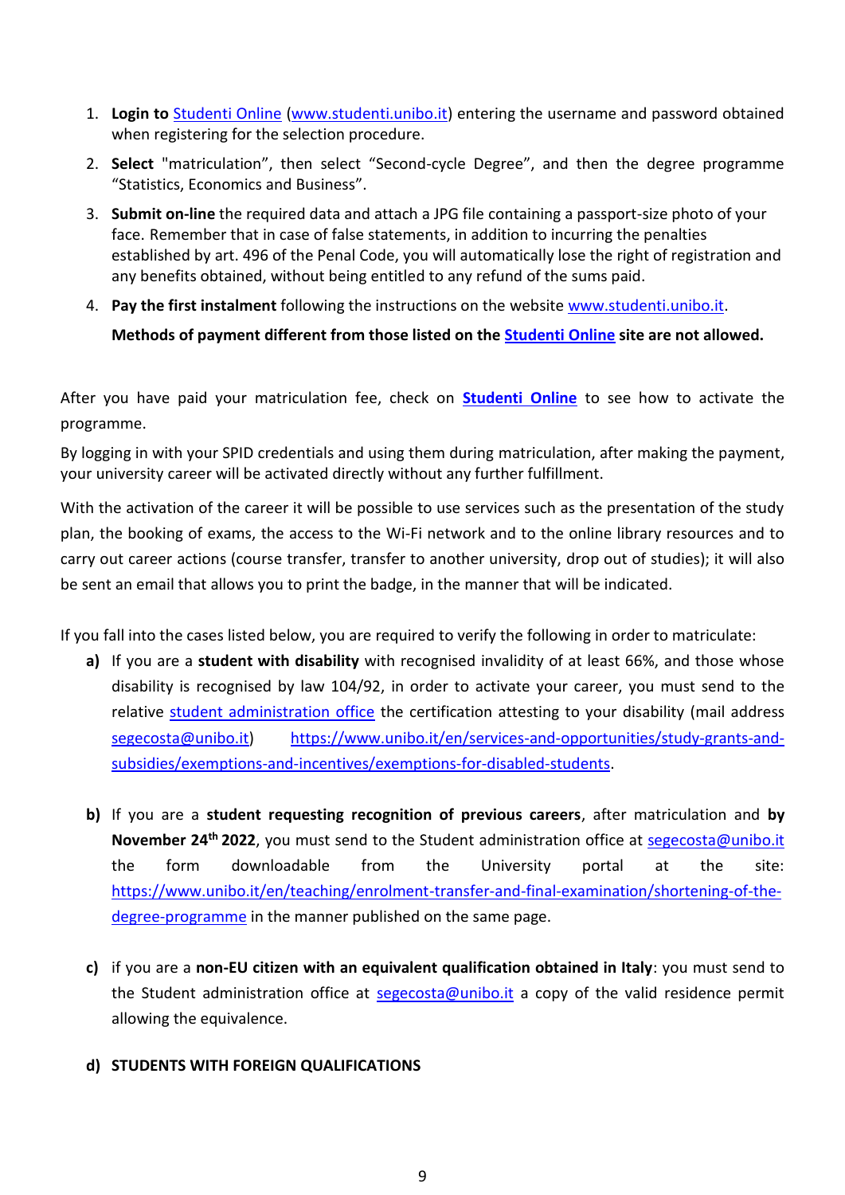1. **Login to** [Studenti Online](www.studenti.unibo.it) ([www.studenti.unibo.it](www.studenti.unibo.it)) entering the username and password obtained when registering for the selection procedure.
2. **Select** "matriculation", then select "Second-cycle Degree", and then the degree programme "Statistics, Economics and Business".
3. **Submit on-line** the required data and attach a JPG file containing a passport-size photo of your face. Remember that in case of false statements, in addition to incurring the penalties established by art. 496 of the Penal Code, you will automatically lose the right of registration and any benefits obtained, without being entitled to any refund of the sums paid.
4. **Pay the first instalment** following the instructions on the website [www.studenti.unibo.it](www.studenti.unibo.it).

   **Methods of payment different from those listed on the Studenti Online site are not allowed.**

After you have paid your matriculation fee, check on **Studenti Online** to see how to activate the programme.

By logging in with your SPID credentials and using them during matriculation, after making the payment, your university career will be activated directly without any further fulfillment.

With the activation of the career it will be possible to use services such as the presentation of the study plan, the booking of exams, the access to the Wi-Fi network and to the online library resources and to carry out career actions (course transfer, transfer to another university, drop out of studies); it will also be sent an email that allows you to print the badge, in the manner that will be indicated.

If you fall into the cases listed below, you are required to verify the following in order to matriculate:

a) If you are a **student with disability** with recognised invalidity of at least 66%, and those whose disability is recognised by law 104/92, in order to activate your career, you must send to the relative student administration office the certification attesting to your disability (mail address segecosta@unibo.it) https://www.unibo.it/en/services-and-opportunities/study-grants-and-subsidies/exemptions-and-incentives/exemptions-for-disabled-students.

b) If you are a **student requesting recognition of previous careers**, after matriculation and **by November 24th 2022**, you must send to the Student administration office at segecosta@unibo.it the form downloadable from the University portal at the site: https://www.unibo.it/en/teaching/enrolment-transfer-and-final-examination/shortening-of-the-degree-programme in the manner published on the same page.

c) if you are a **non-EU citizen with an equivalent qualification obtained in Italy**: you must send to the Student administration office at segecosta@unibo.it a copy of the valid residence permit allowing the equivalence.

d) **STUDENTS WITH FOREIGN QUALIFICATIONS**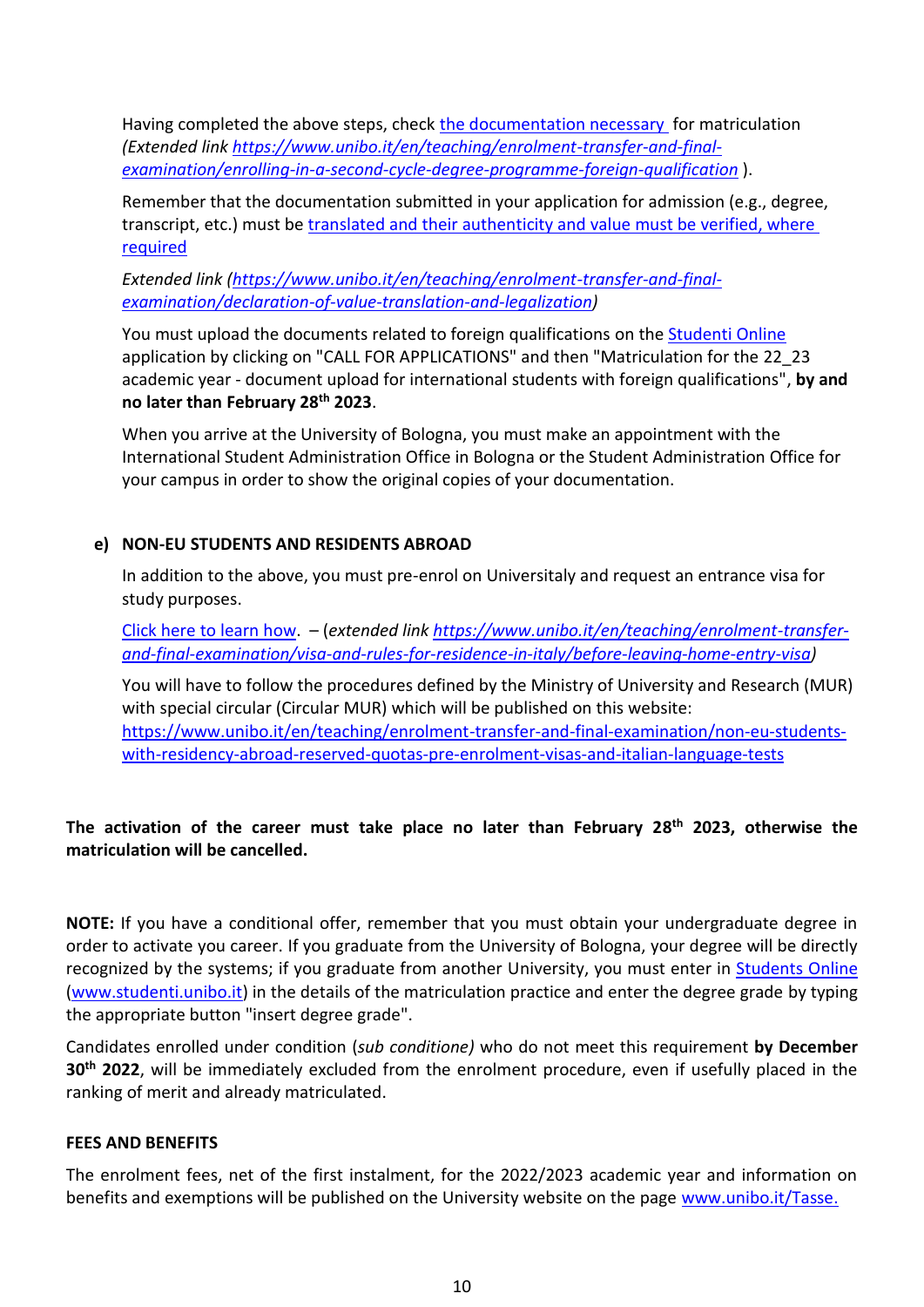Having completed the above steps, check [the documentation necessary](https://www.unibo.it/en/teaching/enrolment-transfer-and-final-examination/enrolling-in-a-second-cycle-degree-programme-foreign-qualification) for matriculation *(Extended link https://www.unibo.it/en/teaching/enrolment-transfer-and-final-examination/enrolling-in-a-second-cycle-degree-programme-foreign-qualification* ).

Remember that the documentation submitted in your application for admission (e.g., degree, transcript, etc.) must be [translated and their authenticity and value must be verified, where required](https://www.unibo.it/en/teaching/enrolment-transfer-and-final-examination/declaration-of-value-translation-and-legalization)

*Extended link (https://www.unibo.it/en/teaching/enrolment-transfer-and-final-examination/declaration-of-value-translation-and-legalization)*

You must upload the documents related to foreign qualifications on the Studenti Online application by clicking on "CALL FOR APPLICATIONS" and then "Matriculation for the 22_23 academic year - document upload for international students with foreign qualifications", **by and no later than February 28th 2023**.

When you arrive at the University of Bologna, you must make an appointment with the International Student Administration Office in Bologna or the Student Administration Office for your campus in order to show the original copies of your documentation.

**e) NON-EU STUDENTS AND RESIDENTS ABROAD**

In addition to the above, you must pre-enrol on Universitaly and request an entrance visa for study purposes.

[Click here to learn how](https://www.unibo.it/en/teaching/enrolment-transfer-and-final-examination/visa-and-rules-for-residence-in-italy/before-leaving-home-entry-visa). – (*extended link https://www.unibo.it/en/teaching/enrolment-transfer-and-final-examination/visa-and-rules-for-residence-in-italy/before-leaving-home-entry-visa)*

You will have to follow the procedures defined by the Ministry of University and Research (MUR) with special circular (Circular MUR) which will be published on this website: https://www.unibo.it/en/teaching/enrolment-transfer-and-final-examination/non-eu-students-with-residency-abroad-reserved-quotas-pre-enrolment-visas-and-italian-language-tests

**The activation of the career must take place no later than February 28th 2023, otherwise the matriculation will be cancelled.**

**NOTE:** If you have a conditional offer, remember that you must obtain your undergraduate degree in order to activate you career. If you graduate from the University of Bologna, your degree will be directly recognized by the systems; if you graduate from another University, you must enter in Students Online (www.studenti.unibo.it) in the details of the matriculation practice and enter the degree grade by typing the appropriate button "insert degree grade".

Candidates enrolled under condition (*sub conditione)* who do not meet this requirement **by December 30th 2022**, will be immediately excluded from the enrolment procedure, even if usefully placed in the ranking of merit and already matriculated.

**FEES AND BENEFITS**

The enrolment fees, net of the first instalment, for the 2022/2023 academic year and information on benefits and exemptions will be published on the University website on the page www.unibo.it/Tasse.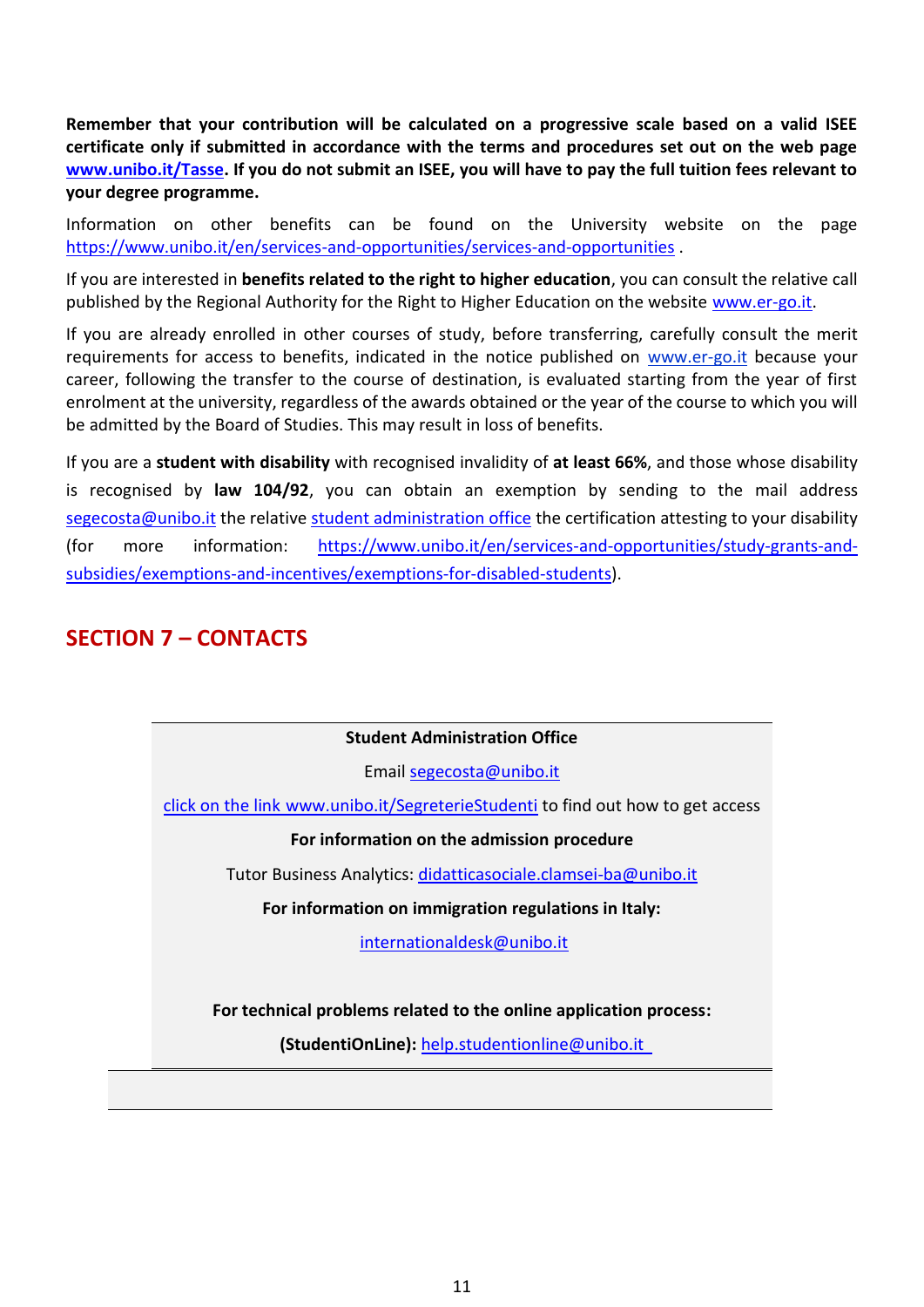**Remember that your contribution will be calculated on a progressive scale based on a valid ISEE certificate only if submitted in accordance with the terms and procedures set out on the web page www.unibo.it/Tasse. If you do not submit an ISEE, you will have to pay the full tuition fees relevant to your degree programme.**

Information on other benefits can be found on the University website on the page https://www.unibo.it/en/services-and-opportunities/services-and-opportunities .

If you are interested in **benefits related to the right to higher education**, you can consult the relative call published by the Regional Authority for the Right to Higher Education on the website www.er-go.it.

If you are already enrolled in other courses of study, before transferring, carefully consult the merit requirements for access to benefits, indicated in the notice published on www.er-go.it because your career, following the transfer to the course of destination, is evaluated starting from the year of first enrolment at the university, regardless of the awards obtained or the year of the course to which you will be admitted by the Board of Studies. This may result in loss of benefits.

If you are a **student with disability** with recognised invalidity of **at least 66%**, and those whose disability is recognised by **law 104/92**, you can obtain an exemption by sending to the mail address segecosta@unibo.it the relative student administration office the certification attesting to your disability (for more information: https://www.unibo.it/en/services-and-opportunities/study-grants-and-subsidies/exemptions-and-incentives/exemptions-for-disabled-students).

## SECTION 7 – CONTACTS

**Student Administration Office**

Email segecosta@unibo.it

click on the link www.unibo.it/SegreterieStudenti to find out how to get access

**For information on the admission procedure**

Tutor Business Analytics: didatticasociale.clamsei-ba@unibo.it

**For information on immigration regulations in Italy:**

internationaldesk@unibo.it

**For technical problems related to the online application process:**

**(StudentiOnLine):** help.studentionline@unibo.it